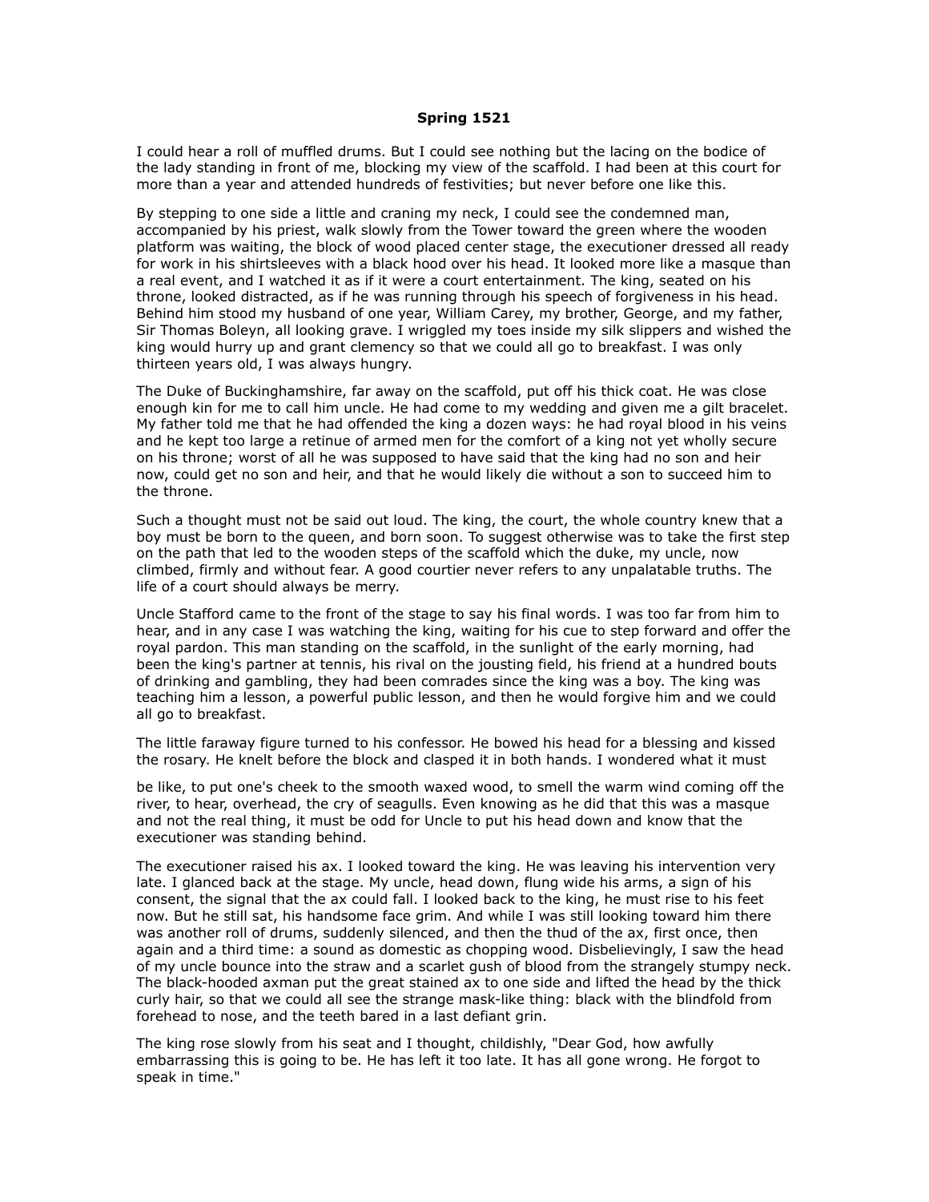**Spring 1521**

I could hear a roll of muffled drums. But I could see nothing but the lacing on the bodice of the lady standing in front of me, blocking my view of the scaffold. I had been at this court for more than a year and attended hundreds of festivities; but never before one like this.

By stepping to one side a little and craning my neck, I could see the condemned man, accompanied by his priest, walk slowly from the Tower toward the green where the wooden platform was waiting, the block of wood placed center stage, the executioner dressed all ready for work in his shirtsleeves with a black hood over his head. It looked more like a masque than a real event, and I watched it as if it were a court entertainment. The king, seated on his throne, looked distracted, as if he was running through his speech of forgiveness in his head. Behind him stood my husband of one year, William Carey, my brother, George, and my father, Sir Thomas Boleyn, all looking grave. I wriggled my toes inside my silk slippers and wished the king would hurry up and grant clemency so that we could all go to breakfast. I was only thirteen years old, I was always hungry.

The Duke of Buckinghamshire, far away on the scaffold, put off his thick coat. He was close enough kin for me to call him uncle. He had come to my wedding and given me a gilt bracelet. My father told me that he had offended the king a dozen ways: he had royal blood in his veins and he kept too large a retinue of armed men for the comfort of a king not yet wholly secure on his throne; worst of all he was supposed to have said that the king had no son and heir now, could get no son and heir, and that he would likely die without a son to succeed him to the throne.

Such a thought must not be said out loud. The king, the court, the whole country knew that a boy must be born to the queen, and born soon. To suggest otherwise was to take the first step on the path that led to the wooden steps of the scaffold which the duke, my uncle, now climbed, firmly and without fear. A good courtier never refers to any unpalatable truths. The life of a court should always be merry.

Uncle Stafford came to the front of the stage to say his final words. I was too far from him to hear, and in any case I was watching the king, waiting for his cue to step forward and offer the royal pardon. This man standing on the scaffold, in the sunlight of the early morning, had been the king's partner at tennis, his rival on the jousting field, his friend at a hundred bouts of drinking and gambling, they had been comrades since the king was a boy. The king was teaching him a lesson, a powerful public lesson, and then he would forgive him and we could all go to breakfast.

The little faraway figure turned to his confessor. He bowed his head for a blessing and kissed the rosary. He knelt before the block and clasped it in both hands. I wondered what it must be like, to put one's cheek to the smooth waxed wood, to smell the warm wind coming off the river, to hear, overhead, the cry of seagulls. Even knowing as he did that this was a masque and not the real thing, it must be odd for Uncle to put his head down and know that the executioner was standing behind.

The executioner raised his ax. I looked toward the king. He was leaving his intervention very late. I glanced back at the stage. My uncle, head down, flung wide his arms, a sign of his consent, the signal that the ax could fall. I looked back to the king, he must rise to his feet now. But he still sat, his handsome face grim. And while I was still looking toward him there was another roll of drums, suddenly silenced, and then the thud of the ax, first once, then again and a third time: a sound as domestic as chopping wood. Disbelievingly, I saw the head of my uncle bounce into the straw and a scarlet gush of blood from the strangely stumpy neck. The black-hooded axman put the great stained ax to one side and lifted the head by the thick curly hair, so that we could all see the strange mask-like thing: black with the blindfold from forehead to nose, and the teeth bared in a last defiant grin.

The king rose slowly from his seat and I thought, childishly, "Dear God, how awfully embarrassing this is going to be. He has left it too late. It has all gone wrong. He forgot to speak in time."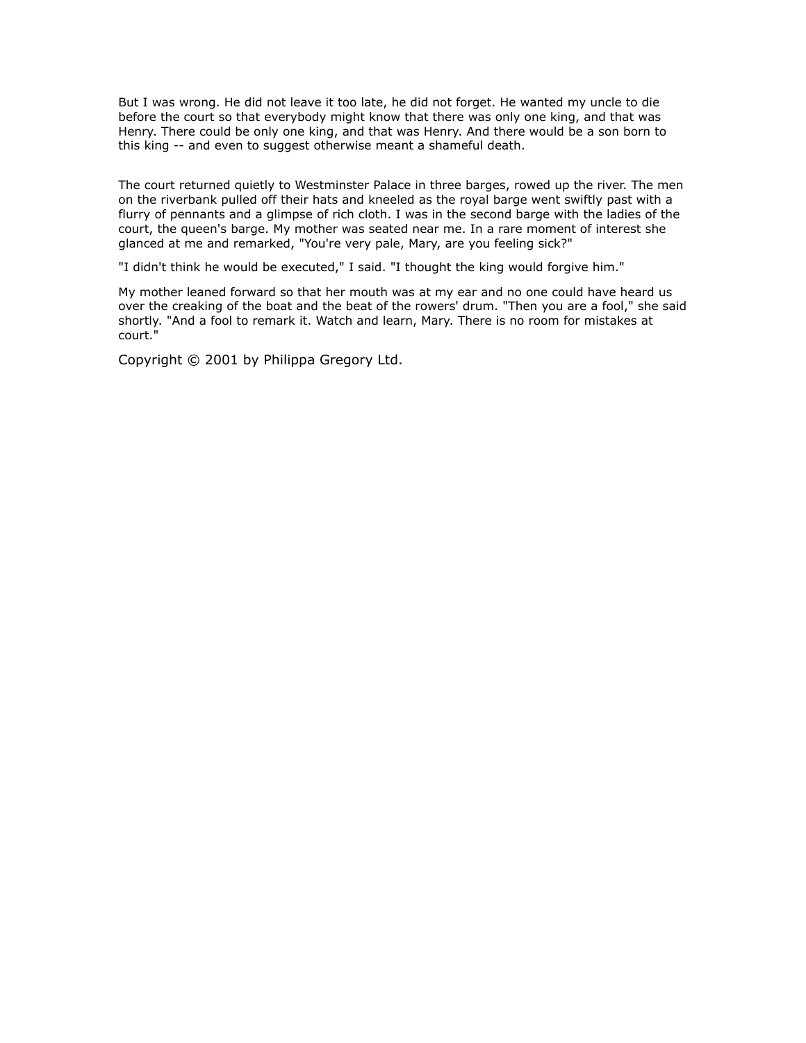But I was wrong. He did not leave it too late, he did not forget. He wanted my uncle to die before the court so that everybody might know that there was only one king, and that was Henry. There could be only one king, and that was Henry. And there would be a son born to this king -- and even to suggest otherwise meant a shameful death.

The court returned quietly to Westminster Palace in three barges, rowed up the river. The men on the riverbank pulled off their hats and kneeled as the royal barge went swiftly past with a flurry of pennants and a glimpse of rich cloth. I was in the second barge with the ladies of the court, the queen's barge. My mother was seated near me. In a rare moment of interest she glanced at me and remarked, "You're very pale, Mary, are you feeling sick?"

"I didn't think he would be executed," I said. "I thought the king would forgive him."

My mother leaned forward so that her mouth was at my ear and no one could have heard us over the creaking of the boat and the beat of the rowers' drum. "Then you are a fool," she said shortly. "And a fool to remark it. Watch and learn, Mary. There is no room for mistakes at court."

Copyright © 2001 by Philippa Gregory Ltd.